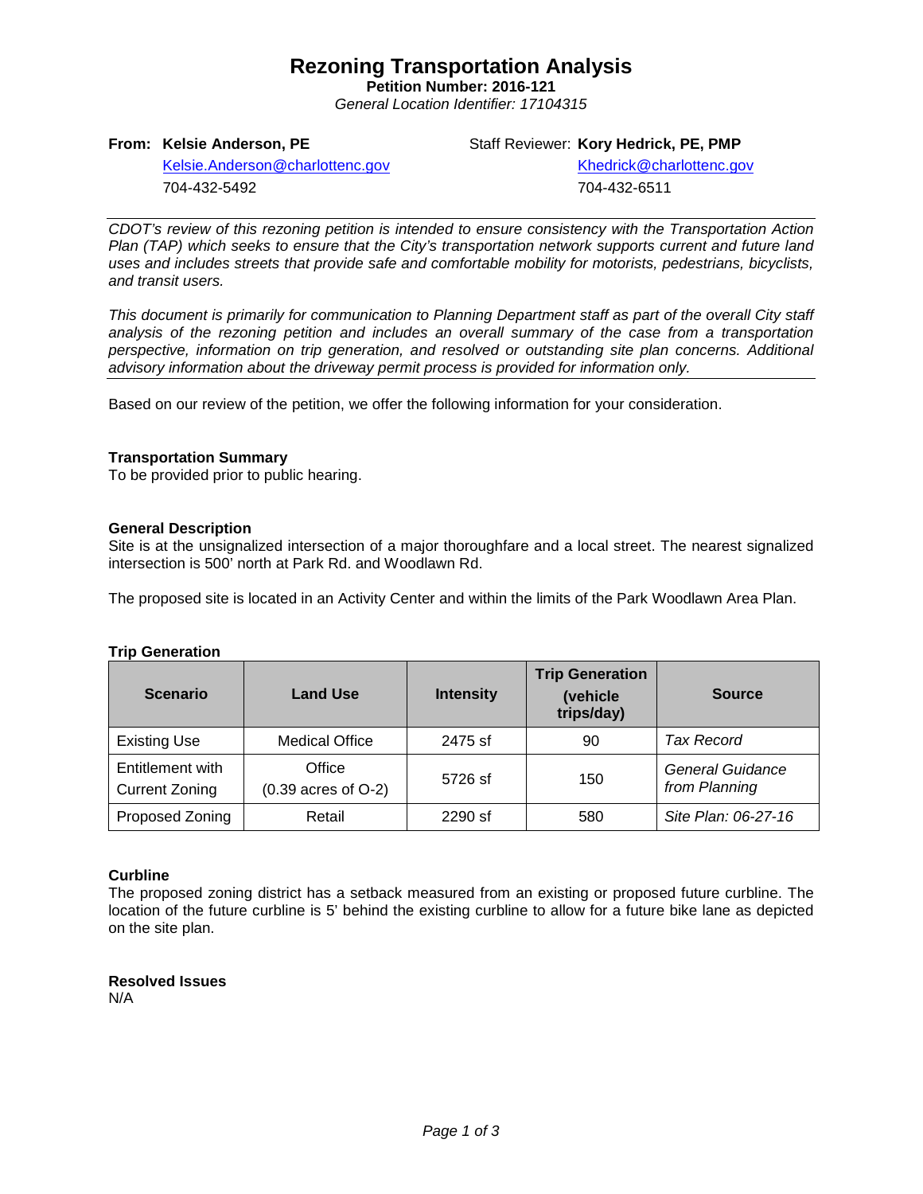# Rezoning Transportation Analysis

**Petition Number: 2016-121**

*General Location Identifier: 17104315*

**From: Kelsie Anderson, PE**
Kelsie.Anderson@charlottenc.gov
704-432-5492

Staff Reviewer: **Kory Hedrick, PE, PMP**
Khedrick@charlottenc.gov
704-432-6511

*CDOT's review of this rezoning petition is intended to ensure consistency with the Transportation Action Plan (TAP) which seeks to ensure that the City's transportation network supports current and future land uses and includes streets that provide safe and comfortable mobility for motorists, pedestrians, bicyclists, and transit users.*

*This document is primarily for communication to Planning Department staff as part of the overall City staff analysis of the rezoning petition and includes an overall summary of the case from a transportation perspective, information on trip generation, and resolved or outstanding site plan concerns. Additional advisory information about the driveway permit process is provided for information only.*

Based on our review of the petition, we offer the following information for your consideration.

**Transportation Summary**

To be provided prior to public hearing.

**General Description**

Site is at the unsignalized intersection of a major thoroughfare and a local street. The nearest signalized intersection is 500' north at Park Rd. and Woodlawn Rd.

The proposed site is located in an Activity Center and within the limits of the Park Woodlawn Area Plan.

**Trip Generation**

| Scenario | Land Use | Intensity | Trip Generation (vehicle trips/day) | Source |
|---|---|---|---|---|
| Existing Use | Medical Office | 2475 sf | 90 | *Tax Record* |
| Entitlement with Current Zoning | Office (0.39 acres of O-2) | 5726 sf | 150 | *General Guidance from Planning* |
| Proposed Zoning | Retail | 2290 sf | 580 | *Site Plan: 06-27-16* |

**Curbline**

The proposed zoning district has a setback measured from an existing or proposed future curbline. The location of the future curbline is 5' behind the existing curbline to allow for a future bike lane as depicted on the site plan.

**Resolved Issues**

N/A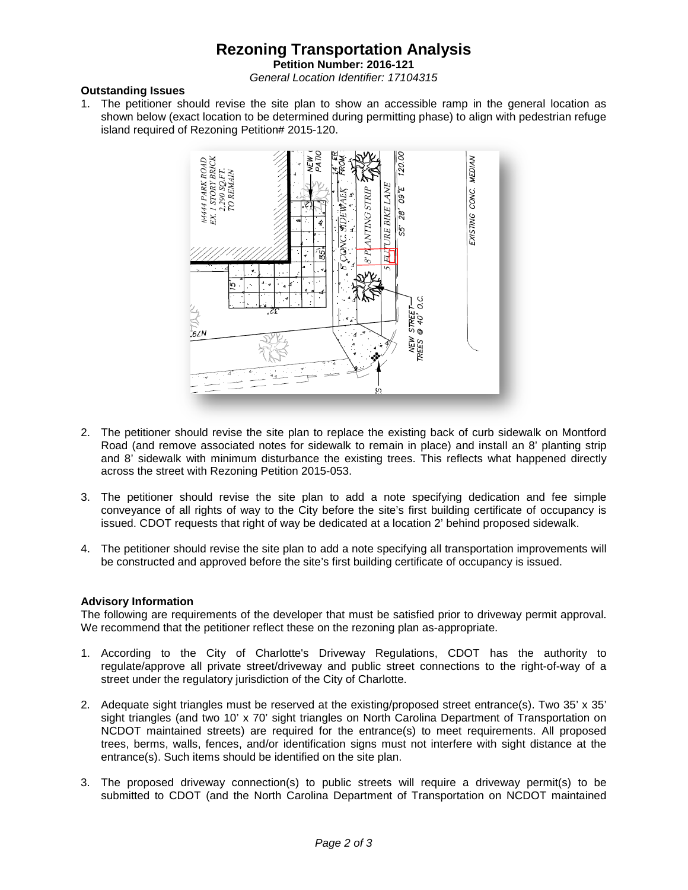# Rezoning Transportation Analysis

**Petition Number: 2016-121**

*General Location Identifier: 17104315*

**Outstanding Issues**

1. The petitioner should revise the site plan to show an accessible ramp in the general location as shown below (exact location to be determined during permitting phase) to align with pedestrian refuge island required of Rezoning Petition# 2015-120.

2. The petitioner should revise the site plan to replace the existing back of curb sidewalk on Montford Road (and remove associated notes for sidewalk to remain in place) and install an 8' planting strip and 8' sidewalk with minimum disturbance the existing trees. This reflects what happened directly across the street with Rezoning Petition 2015-053.

3. The petitioner should revise the site plan to add a note specifying dedication and fee simple conveyance of all rights of way to the City before the site's first building certificate of occupancy is issued. CDOT requests that right of way be dedicated at a location 2' behind proposed sidewalk.

4. The petitioner should revise the site plan to add a note specifying all transportation improvements will be constructed and approved before the site's first building certificate of occupancy is issued.

**Advisory Information**

The following are requirements of the developer that must be satisfied prior to driveway permit approval. We recommend that the petitioner reflect these on the rezoning plan as-appropriate.

1. According to the City of Charlotte's Driveway Regulations, CDOT has the authority to regulate/approve all private street/driveway and public street connections to the right-of-way of a street under the regulatory jurisdiction of the City of Charlotte.

2. Adequate sight triangles must be reserved at the existing/proposed street entrance(s). Two 35' x 35' sight triangles (and two 10' x 70' sight triangles on North Carolina Department of Transportation on NCDOT maintained streets) are required for the entrance(s) to meet requirements. All proposed trees, berms, walls, fences, and/or identification signs must not interfere with sight distance at the entrance(s). Such items should be identified on the site plan.

3. The proposed driveway connection(s) to public streets will require a driveway permit(s) to be submitted to CDOT (and the North Carolina Department of Transportation on NCDOT maintained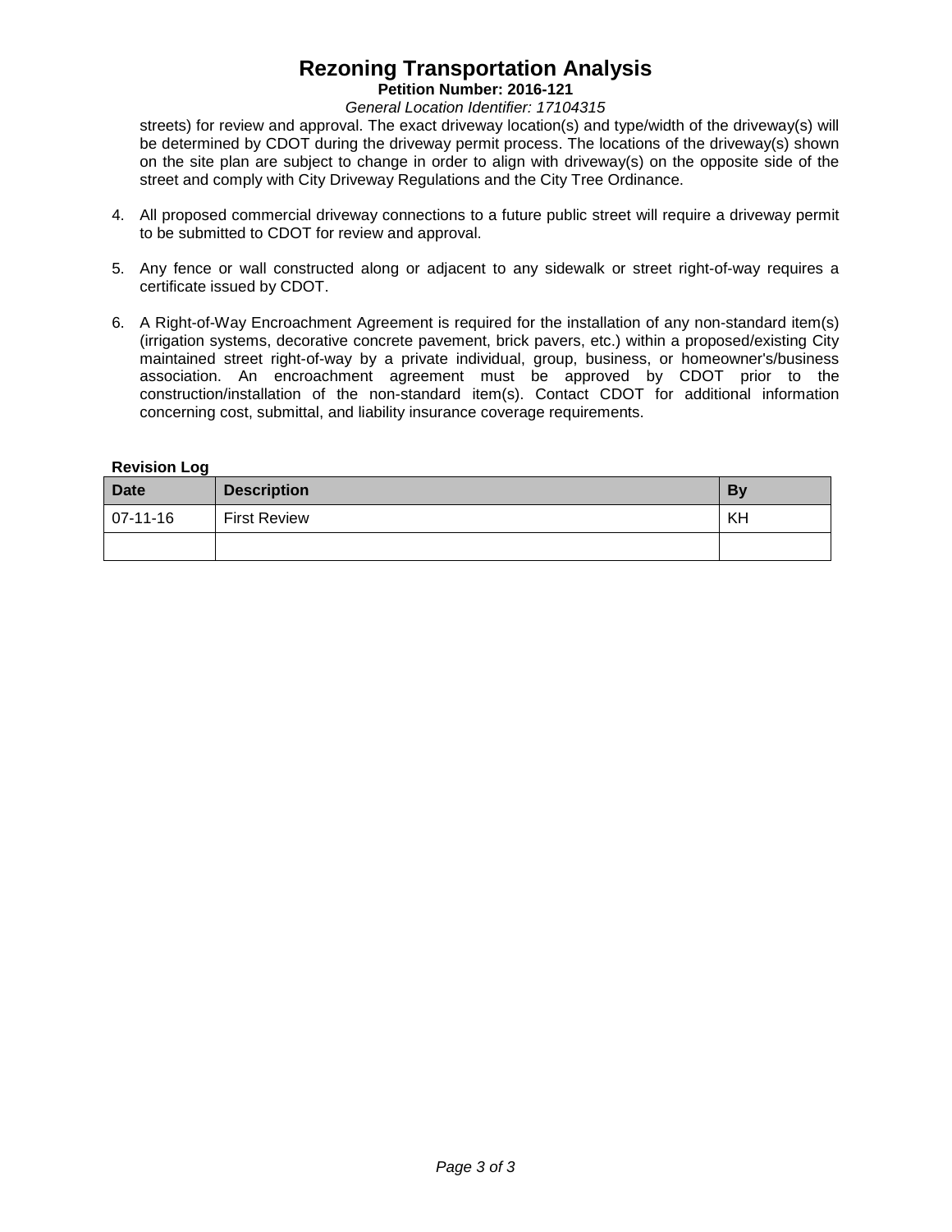streets) for review and approval. The exact driveway location(s) and type/width of the driveway(s) will be determined by CDOT during the driveway permit process. The locations of the driveway(s) shown on the site plan are subject to change in order to align with driveway(s) on the opposite side of the street and comply with City Driveway Regulations and the City Tree Ordinance.

4. All proposed commercial driveway connections to a future public street will require a driveway permit to be submitted to CDOT for review and approval.

5. Any fence or wall constructed along or adjacent to any sidewalk or street right-of-way requires a certificate issued by CDOT.

6. A Right-of-Way Encroachment Agreement is required for the installation of any non-standard item(s) (irrigation systems, decorative concrete pavement, brick pavers, etc.) within a proposed/existing City maintained street right-of-way by a private individual, group, business, or homeowner's/business association. An encroachment agreement must be approved by CDOT prior to the construction/installation of the non-standard item(s). Contact CDOT for additional information concerning cost, submittal, and liability insurance coverage requirements.

**Revision Log**

| Date | Description | By |
|---|---|---|
| 07-11-16 | First Review | KH |
| | | |